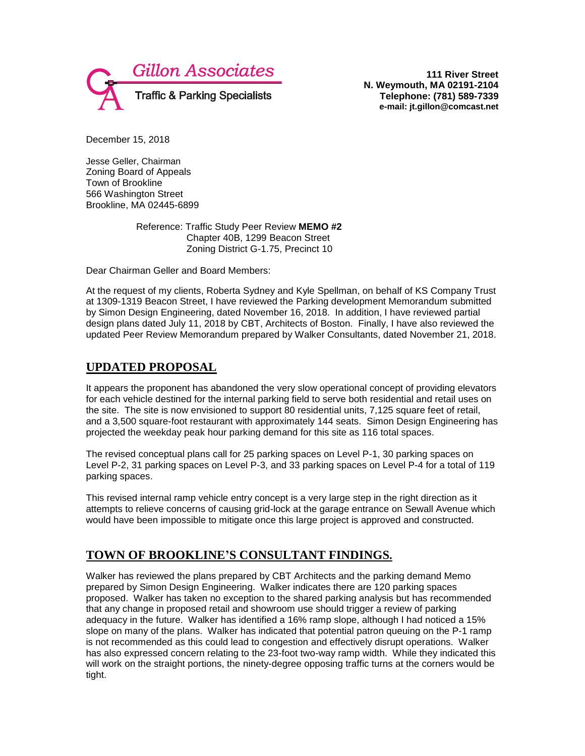Gillon Associates

Traffic & Parking Specialists

**111 River Street**
**N. Weymouth, MA 02191-2104**
**Telephone: (781) 589-7339**
**e-mail: jt.gillon@comcast.net**

December 15, 2018

Jesse Geller, Chairman
Zoning Board of Appeals
Town of Brookline
566 Washington Street
Brookline, MA 02445-6899

Reference: Traffic Study Peer Review **MEMO #2**
Chapter 40B, 1299 Beacon Street
Zoning District G-1.75, Precinct 10

Dear Chairman Geller and Board Members:

At the request of my clients, Roberta Sydney and Kyle Spellman, on behalf of KS Company Trust at 1309-1319 Beacon Street, I have reviewed the Parking development Memorandum submitted by Simon Design Engineering, dated November 16, 2018. In addition, I have reviewed partial design plans dated July 11, 2018 by CBT, Architects of Boston. Finally, I have also reviewed the updated Peer Review Memorandum prepared by Walker Consultants, dated November 21, 2018.

## UPDATED PROPOSAL

It appears the proponent has abandoned the very slow operational concept of providing elevators for each vehicle destined for the internal parking field to serve both residential and retail uses on the site. The site is now envisioned to support 80 residential units, 7,125 square feet of retail, and a 3,500 square-foot restaurant with approximately 144 seats. Simon Design Engineering has projected the weekday peak hour parking demand for this site as 116 total spaces.

The revised conceptual plans call for 25 parking spaces on Level P-1, 30 parking spaces on Level P-2, 31 parking spaces on Level P-3, and 33 parking spaces on Level P-4 for a total of 119 parking spaces.

This revised internal ramp vehicle entry concept is a very large step in the right direction as it attempts to relieve concerns of causing grid-lock at the garage entrance on Sewall Avenue which would have been impossible to mitigate once this large project is approved and constructed.

## TOWN OF BROOKLINE'S CONSULTANT FINDINGS.

Walker has reviewed the plans prepared by CBT Architects and the parking demand Memo prepared by Simon Design Engineering. Walker indicates there are 120 parking spaces proposed. Walker has taken no exception to the shared parking analysis but has recommended that any change in proposed retail and showroom use should trigger a review of parking adequacy in the future. Walker has identified a 16% ramp slope, although I had noticed a 15% slope on many of the plans. Walker has indicated that potential patron queuing on the P-1 ramp is not recommended as this could lead to congestion and effectively disrupt operations. Walker has also expressed concern relating to the 23-foot two-way ramp width. While they indicated this will work on the straight portions, the ninety-degree opposing traffic turns at the corners would be tight.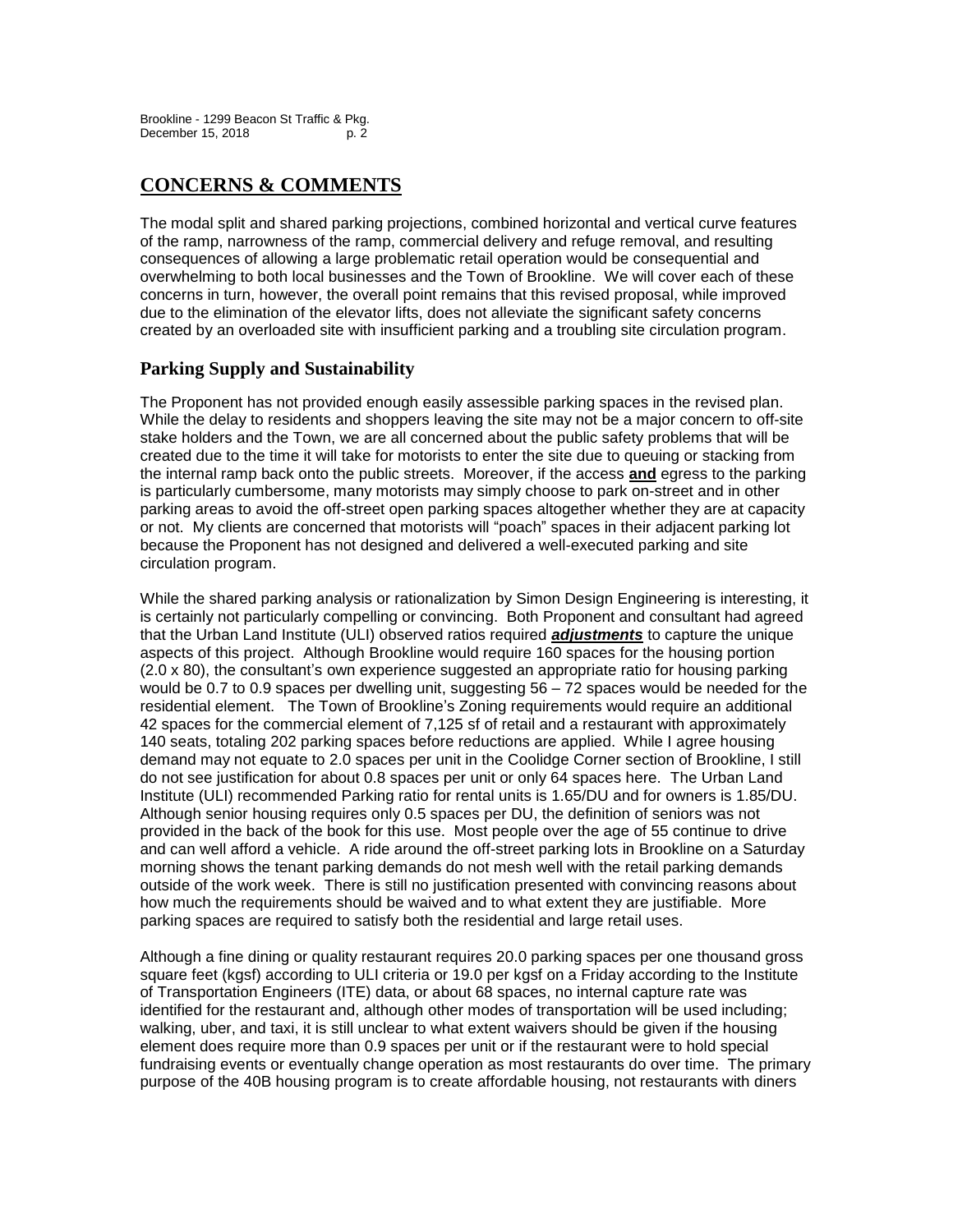## CONCERNS & COMMENTS

The modal split and shared parking projections, combined horizontal and vertical curve features of the ramp, narrowness of the ramp, commercial delivery and refuge removal, and resulting consequences of allowing a large problematic retail operation would be consequential and overwhelming to both local businesses and the Town of Brookline. We will cover each of these concerns in turn, however, the overall point remains that this revised proposal, while improved due to the elimination of the elevator lifts, does not alleviate the significant safety concerns created by an overloaded site with insufficient parking and a troubling site circulation program.

### Parking Supply and Sustainability

The Proponent has not provided enough easily assessible parking spaces in the revised plan. While the delay to residents and shoppers leaving the site may not be a major concern to off-site stake holders and the Town, we are all concerned about the public safety problems that will be created due to the time it will take for motorists to enter the site due to queuing or stacking from the internal ramp back onto the public streets. Moreover, if the access **and** egress to the parking is particularly cumbersome, many motorists may simply choose to park on-street and in other parking areas to avoid the off-street open parking spaces altogether whether they are at capacity or not. My clients are concerned that motorists will "poach" spaces in their adjacent parking lot because the Proponent has not designed and delivered a well-executed parking and site circulation program.

While the shared parking analysis or rationalization by Simon Design Engineering is interesting, it is certainly not particularly compelling or convincing. Both Proponent and consultant had agreed that the Urban Land Institute (ULI) observed ratios required ***adjustments*** to capture the unique aspects of this project. Although Brookline would require 160 spaces for the housing portion (2.0 x 80), the consultant's own experience suggested an appropriate ratio for housing parking would be 0.7 to 0.9 spaces per dwelling unit, suggesting 56 – 72 spaces would be needed for the residential element. The Town of Brookline's Zoning requirements would require an additional 42 spaces for the commercial element of 7,125 sf of retail and a restaurant with approximately 140 seats, totaling 202 parking spaces before reductions are applied. While I agree housing demand may not equate to 2.0 spaces per unit in the Coolidge Corner section of Brookline, I still do not see justification for about 0.8 spaces per unit or only 64 spaces here. The Urban Land Institute (ULI) recommended Parking ratio for rental units is 1.65/DU and for owners is 1.85/DU. Although senior housing requires only 0.5 spaces per DU, the definition of seniors was not provided in the back of the book for this use. Most people over the age of 55 continue to drive and can well afford a vehicle. A ride around the off-street parking lots in Brookline on a Saturday morning shows the tenant parking demands do not mesh well with the retail parking demands outside of the work week. There is still no justification presented with convincing reasons about how much the requirements should be waived and to what extent they are justifiable. More parking spaces are required to satisfy both the residential and large retail uses.

Although a fine dining or quality restaurant requires 20.0 parking spaces per one thousand gross square feet (kgsf) according to ULI criteria or 19.0 per kgsf on a Friday according to the Institute of Transportation Engineers (ITE) data, or about 68 spaces, no internal capture rate was identified for the restaurant and, although other modes of transportation will be used including; walking, uber, and taxi, it is still unclear to what extent waivers should be given if the housing element does require more than 0.9 spaces per unit or if the restaurant were to hold special fundraising events or eventually change operation as most restaurants do over time. The primary purpose of the 40B housing program is to create affordable housing, not restaurants with diners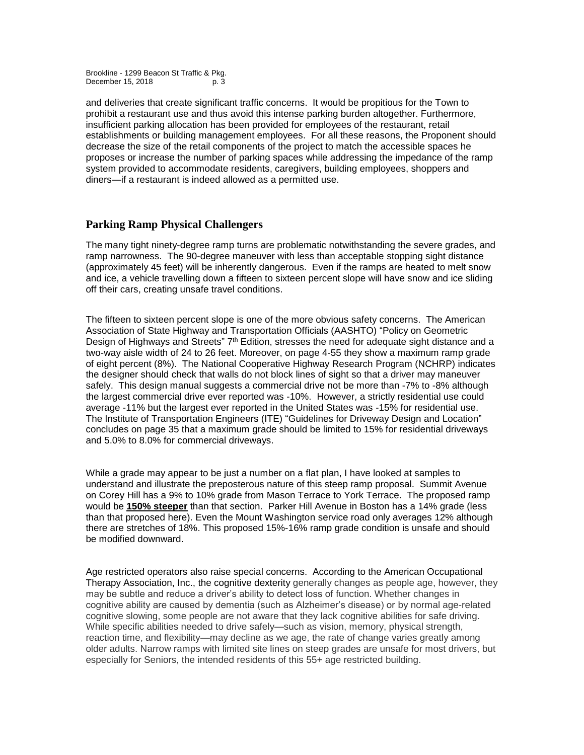and deliveries that create significant traffic concerns. It would be propitious for the Town to prohibit a restaurant use and thus avoid this intense parking burden altogether. Furthermore, insufficient parking allocation has been provided for employees of the restaurant, retail establishments or building management employees. For all these reasons, the Proponent should decrease the size of the retail components of the project to match the accessible spaces he proposes or increase the number of parking spaces while addressing the impedance of the ramp system provided to accommodate residents, caregivers, building employees, shoppers and diners—if a restaurant is indeed allowed as a permitted use.

## Parking Ramp Physical Challengers

The many tight ninety-degree ramp turns are problematic notwithstanding the severe grades, and ramp narrowness. The 90-degree maneuver with less than acceptable stopping sight distance (approximately 45 feet) will be inherently dangerous. Even if the ramps are heated to melt snow and ice, a vehicle travelling down a fifteen to sixteen percent slope will have snow and ice sliding off their cars, creating unsafe travel conditions.

The fifteen to sixteen percent slope is one of the more obvious safety concerns. The American Association of State Highway and Transportation Officials (AASHTO) "Policy on Geometric Design of Highways and Streets" 7th Edition, stresses the need for adequate sight distance and a two-way aisle width of 24 to 26 feet. Moreover, on page 4-55 they show a maximum ramp grade of eight percent (8%). The National Cooperative Highway Research Program (NCHRP) indicates the designer should check that walls do not block lines of sight so that a driver may maneuver safely. This design manual suggests a commercial drive not be more than -7% to -8% although the largest commercial drive ever reported was -10%. However, a strictly residential use could average -11% but the largest ever reported in the United States was -15% for residential use. The Institute of Transportation Engineers (ITE) "Guidelines for Driveway Design and Location" concludes on page 35 that a maximum grade should be limited to 15% for residential driveways and 5.0% to 8.0% for commercial driveways.

While a grade may appear to be just a number on a flat plan, I have looked at samples to understand and illustrate the preposterous nature of this steep ramp proposal. Summit Avenue on Corey Hill has a 9% to 10% grade from Mason Terrace to York Terrace. The proposed ramp would be **150% steeper** than that section. Parker Hill Avenue in Boston has a 14% grade (less than that proposed here). Even the Mount Washington service road only averages 12% although there are stretches of 18%. This proposed 15%-16% ramp grade condition is unsafe and should be modified downward.

Age restricted operators also raise special concerns. According to the American Occupational Therapy Association, Inc., the cognitive dexterity generally changes as people age, however, they may be subtle and reduce a driver's ability to detect loss of function. Whether changes in cognitive ability are caused by dementia (such as Alzheimer's disease) or by normal age-related cognitive slowing, some people are not aware that they lack cognitive abilities for safe driving. While specific abilities needed to drive safely—such as vision, memory, physical strength, reaction time, and flexibility—may decline as we age, the rate of change varies greatly among older adults. Narrow ramps with limited site lines on steep grades are unsafe for most drivers, but especially for Seniors, the intended residents of this 55+ age restricted building.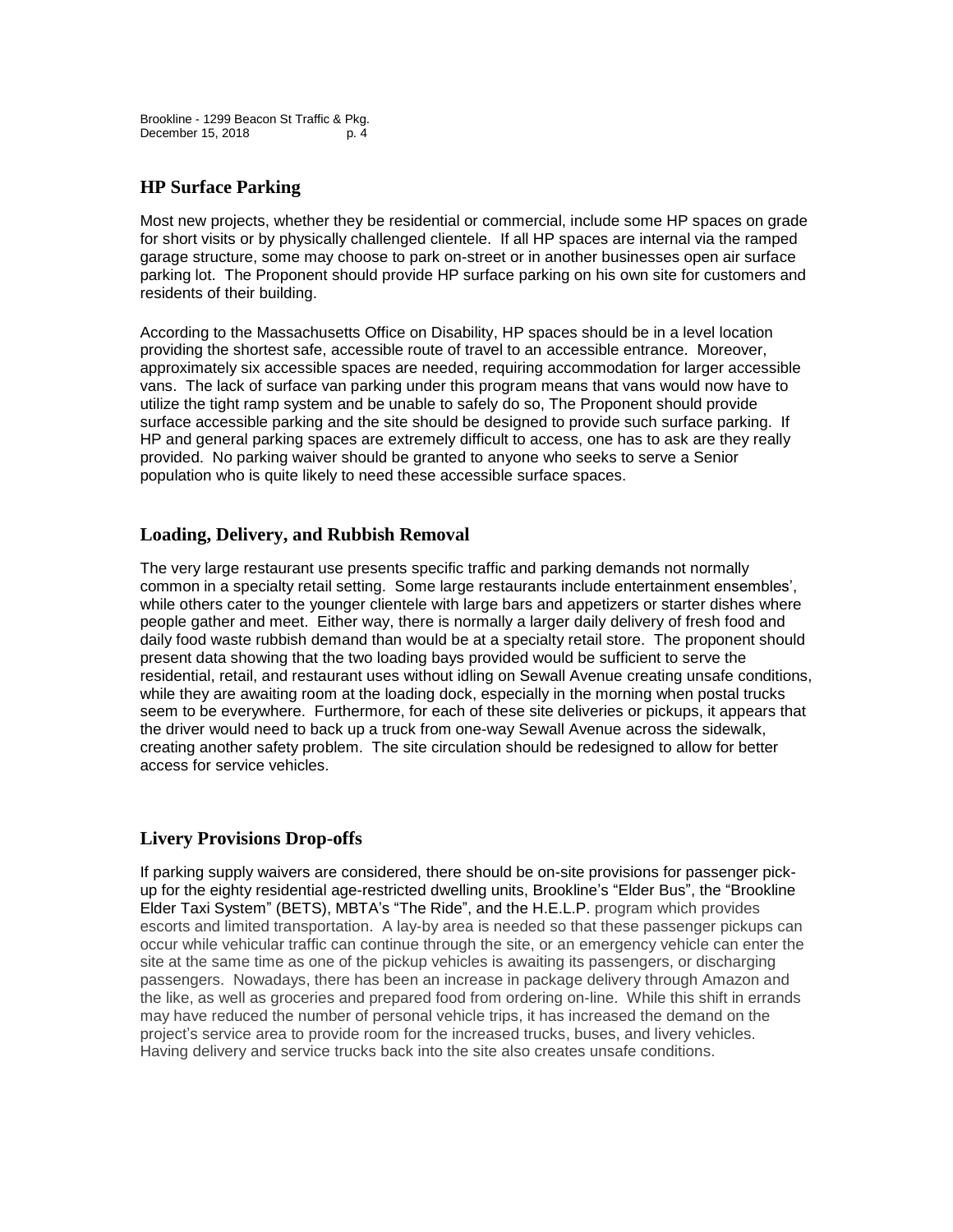## HP Surface Parking

Most new projects, whether they be residential or commercial, include some HP spaces on grade for short visits or by physically challenged clientele. If all HP spaces are internal via the ramped garage structure, some may choose to park on-street or in another businesses open air surface parking lot. The Proponent should provide HP surface parking on his own site for customers and residents of their building.

According to the Massachusetts Office on Disability, HP spaces should be in a level location providing the shortest safe, accessible route of travel to an accessible entrance. Moreover, approximately six accessible spaces are needed, requiring accommodation for larger accessible vans. The lack of surface van parking under this program means that vans would now have to utilize the tight ramp system and be unable to safely do so, The Proponent should provide surface accessible parking and the site should be designed to provide such surface parking. If HP and general parking spaces are extremely difficult to access, one has to ask are they really provided. No parking waiver should be granted to anyone who seeks to serve a Senior population who is quite likely to need these accessible surface spaces.

## Loading, Delivery, and Rubbish Removal

The very large restaurant use presents specific traffic and parking demands not normally common in a specialty retail setting. Some large restaurants include entertainment ensembles', while others cater to the younger clientele with large bars and appetizers or starter dishes where people gather and meet. Either way, there is normally a larger daily delivery of fresh food and daily food waste rubbish demand than would be at a specialty retail store. The proponent should present data showing that the two loading bays provided would be sufficient to serve the residential, retail, and restaurant uses without idling on Sewall Avenue creating unsafe conditions, while they are awaiting room at the loading dock, especially in the morning when postal trucks seem to be everywhere. Furthermore, for each of these site deliveries or pickups, it appears that the driver would need to back up a truck from one-way Sewall Avenue across the sidewalk, creating another safety problem. The site circulation should be redesigned to allow for better access for service vehicles.

## Livery Provisions Drop-offs

If parking supply waivers are considered, there should be on-site provisions for passenger pick-up for the eighty residential age-restricted dwelling units, Brookline's "Elder Bus", the "Brookline Elder Taxi System" (BETS), MBTA's "The Ride", and the H.E.L.P. program which provides escorts and limited transportation. A lay-by area is needed so that these passenger pickups can occur while vehicular traffic can continue through the site, or an emergency vehicle can enter the site at the same time as one of the pickup vehicles is awaiting its passengers, or discharging passengers. Nowadays, there has been an increase in package delivery through Amazon and the like, as well as groceries and prepared food from ordering on-line. While this shift in errands may have reduced the number of personal vehicle trips, it has increased the demand on the project's service area to provide room for the increased trucks, buses, and livery vehicles. Having delivery and service trucks back into the site also creates unsafe conditions.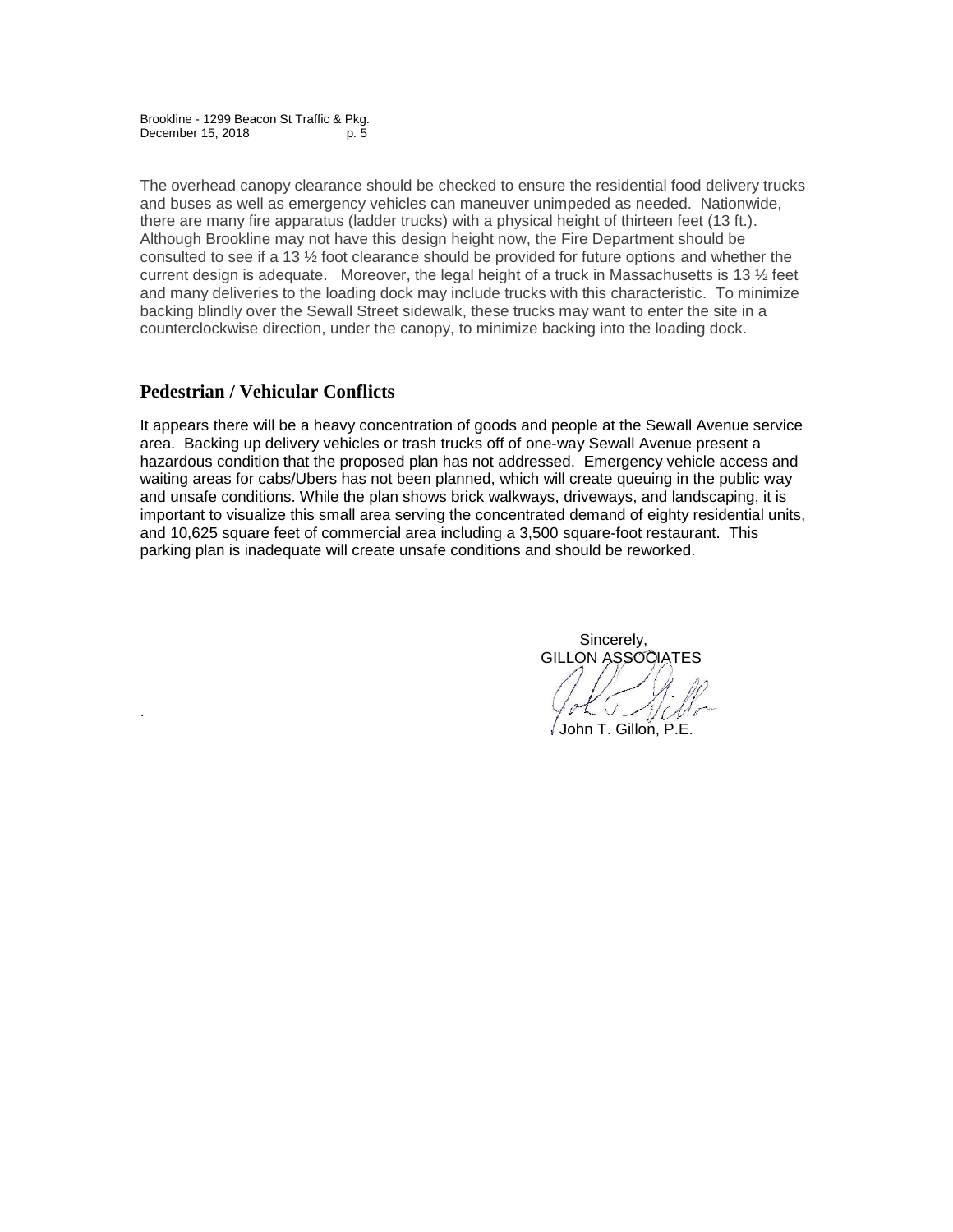The overhead canopy clearance should be checked to ensure the residential food delivery trucks and buses as well as emergency vehicles can maneuver unimpeded as needed. Nationwide, there are many fire apparatus (ladder trucks) with a physical height of thirteen feet (13 ft.). Although Brookline may not have this design height now, the Fire Department should be consulted to see if a 13 ½ foot clearance should be provided for future options and whether the current design is adequate. Moreover, the legal height of a truck in Massachusetts is 13 ½ feet and many deliveries to the loading dock may include trucks with this characteristic. To minimize backing blindly over the Sewall Street sidewalk, these trucks may want to enter the site in a counterclockwise direction, under the canopy, to minimize backing into the loading dock.

## Pedestrian / Vehicular Conflicts

It appears there will be a heavy concentration of goods and people at the Sewall Avenue service area. Backing up delivery vehicles or trash trucks off of one-way Sewall Avenue present a hazardous condition that the proposed plan has not addressed. Emergency vehicle access and waiting areas for cabs/Ubers has not been planned, which will create queuing in the public way and unsafe conditions. While the plan shows brick walkways, driveways, and landscaping, it is important to visualize this small area serving the concentrated demand of eighty residential units, and 10,625 square feet of commercial area including a 3,500 square-foot restaurant. This parking plan is inadequate will create unsafe conditions and should be reworked.

Sincerely,
GILLON ASSOCIATES

John T. Gillon, P.E.